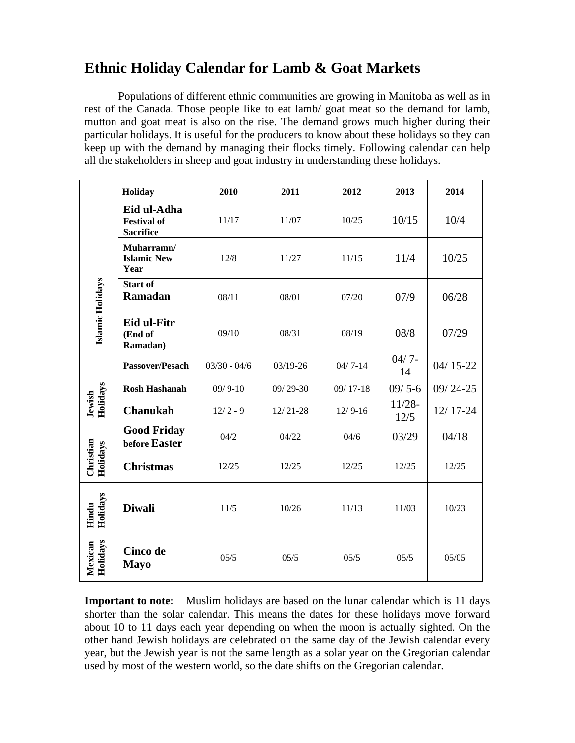# Ethnic Holiday Calendar for Lamb & Goat Markets

Populations of different ethnic communities are growing in Manitoba as well as in rest of the Canada. Those people like to eat lamb/ goat meat so the demand for lamb, mutton and goat meat is also on the rise. The demand grows much higher during their particular holidays. It is useful for the producers to know about these holidays so they can keep up with the demand by managing their flocks timely. Following calendar can help all the stakeholders in sheep and goat industry in understanding these holidays.

| Holiday | | 2010 | 2011 | 2012 | 2013 | 2014 |
|---|---|---|---|---|---|---|
| Islamic Holidays | **Eid ul-Adha Festival of Sacrifice** | 11/17 | 11/07 | 10/25 | 10/15 | 10/4 |
| | **Muharramn/ Islamic New Year** | 12/8 | 11/27 | 11/15 | 11/4 | 10/25 |
| | **Start of Ramadan** | 08/11 | 08/01 | 07/20 | 07/9 | 06/28 |
| | **Eid ul-Fitr (End of Ramadan)** | 09/10 | 08/31 | 08/19 | 08/8 | 07/29 |
| Jewish Holidays | **Passover/Pesach** | 03/30 - 04/6 | 03/19-26 | 04/ 7-14 | 04/ 7-14 | 04/ 15-22 |
| | **Rosh Hashanah** | 09/ 9-10 | 09/ 29-30 | 09/ 17-18 | 09/ 5-6 | 09/ 24-25 |
| | **Chanukah** | 12/ 2 - 9 | 12/ 21-28 | 12/ 9-16 | 11/28-12/5 | 12/ 17-24 |
| Christian Holidays | **Good Friday before Easter** | 04/2 | 04/22 | 04/6 | 03/29 | 04/18 |
| | **Christmas** | 12/25 | 12/25 | 12/25 | 12/25 | 12/25 |
| Hindu Holidays | **Diwali** | 11/5 | 10/26 | 11/13 | 11/03 | 10/23 |
| Mexican Holidays | **Cinco de Mayo** | 05/5 | 05/5 | 05/5 | 05/5 | 05/05 |

**Important to note:** Muslim holidays are based on the lunar calendar which is 11 days shorter than the solar calendar. This means the dates for these holidays move forward about 10 to 11 days each year depending on when the moon is actually sighted. On the other hand Jewish holidays are celebrated on the same day of the Jewish calendar every year, but the Jewish year is not the same length as a solar year on the Gregorian calendar used by most of the western world, so the date shifts on the Gregorian calendar.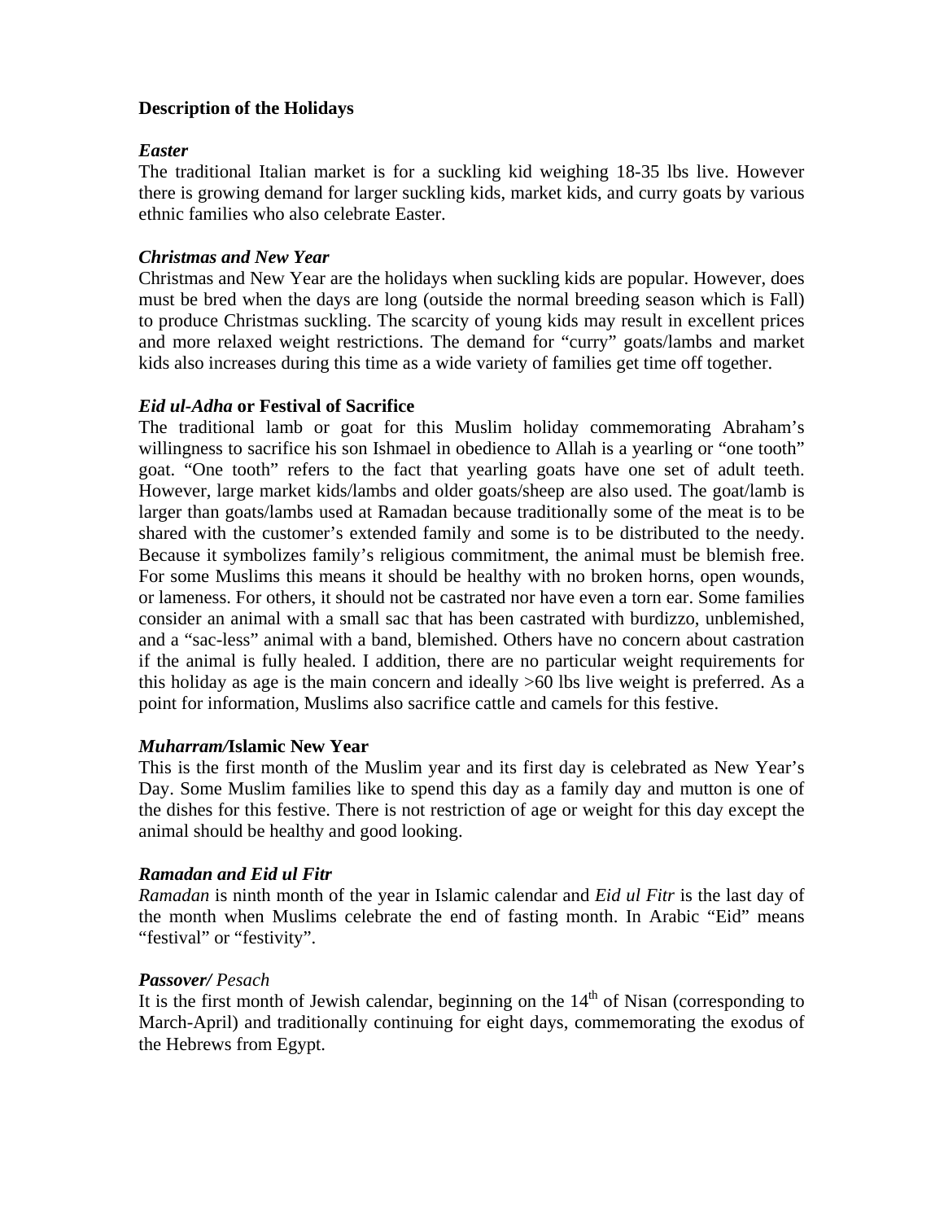**Description of the Holidays**

***Easter***

The traditional Italian market is for a suckling kid weighing 18-35 lbs live. However there is growing demand for larger suckling kids, market kids, and curry goats by various ethnic families who also celebrate Easter.

***Christmas and New Year***

Christmas and New Year are the holidays when suckling kids are popular. However, does must be bred when the days are long (outside the normal breeding season which is Fall) to produce Christmas suckling. The scarcity of young kids may result in excellent prices and more relaxed weight restrictions. The demand for "curry" goats/lambs and market kids also increases during this time as a wide variety of families get time off together.

***Eid ul-Adha* or Festival of Sacrifice**

The traditional lamb or goat for this Muslim holiday commemorating Abraham's willingness to sacrifice his son Ishmael in obedience to Allah is a yearling or "one tooth" goat. "One tooth" refers to the fact that yearling goats have one set of adult teeth. However, large market kids/lambs and older goats/sheep are also used. The goat/lamb is larger than goats/lambs used at Ramadan because traditionally some of the meat is to be shared with the customer's extended family and some is to be distributed to the needy. Because it symbolizes family's religious commitment, the animal must be blemish free. For some Muslims this means it should be healthy with no broken horns, open wounds, or lameness. For others, it should not be castrated nor have even a torn ear. Some families consider an animal with a small sac that has been castrated with burdizzo, unblemished, and a "sac-less" animal with a band, blemished. Others have no concern about castration if the animal is fully healed. I addition, there are no particular weight requirements for this holiday as age is the main concern and ideally >60 lbs live weight is preferred. As a point for information, Muslims also sacrifice cattle and camels for this festive.

***Muharram/*Islamic New Year**

This is the first month of the Muslim year and its first day is celebrated as New Year's Day. Some Muslim families like to spend this day as a family day and mutton is one of the dishes for this festive. There is not restriction of age or weight for this day except the animal should be healthy and good looking.

***Ramadan and Eid ul Fitr***

*Ramadan* is ninth month of the year in Islamic calendar and *Eid ul Fitr* is the last day of the month when Muslims celebrate the end of fasting month. In Arabic "Eid" means "festival" or "festivity".

***Passover/** Pesach*

It is the first month of Jewish calendar, beginning on the 14th of Nisan (corresponding to March-April) and traditionally continuing for eight days, commemorating the exodus of the Hebrews from Egypt.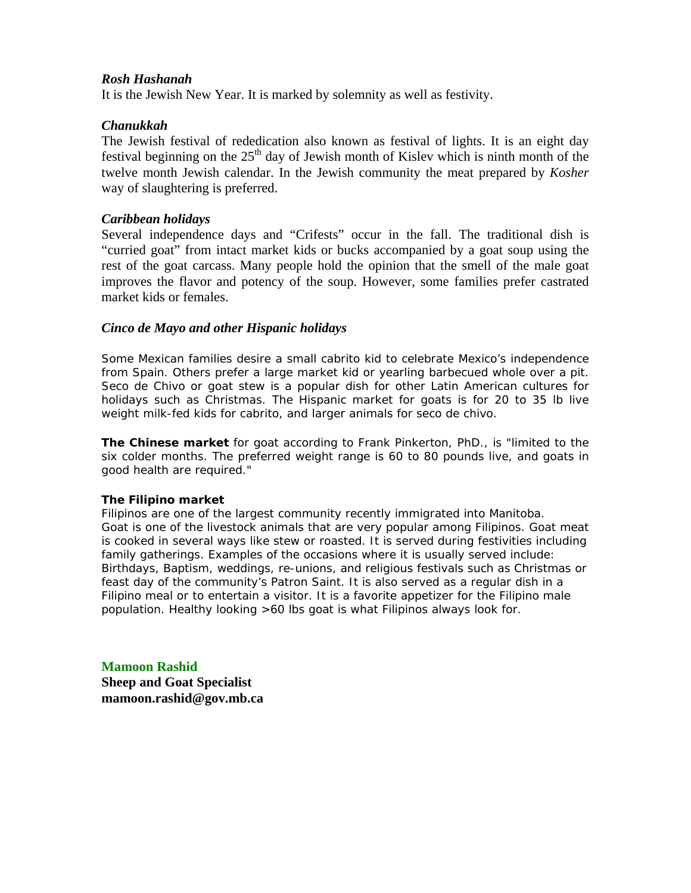### *Rosh Hashanah*

It is the Jewish New Year. It is marked by solemnity as well as festivity.

### *Chanukkah*

The Jewish festival of rededication also known as festival of lights. It is an eight day festival beginning on the 25th day of Jewish month of Kislev which is ninth month of the twelve month Jewish calendar. In the Jewish community the meat prepared by *Kosher* way of slaughtering is preferred.

### *Caribbean holidays*

Several independence days and "Crifests" occur in the fall. The traditional dish is "curried goat" from intact market kids or bucks accompanied by a goat soup using the rest of the goat carcass. Many people hold the opinion that the smell of the male goat improves the flavor and potency of the soup. However, some families prefer castrated market kids or females.

### *Cinco de Mayo and other Hispanic holidays*

Some Mexican families desire a small cabrito kid to celebrate Mexico's independence from Spain. Others prefer a large market kid or yearling barbecued whole over a pit. Seco de Chivo or goat stew is a popular dish for other Latin American cultures for holidays such as Christmas. The Hispanic market for goats is for 20 to 35 lb live weight milk-fed kids for cabrito, and larger animals for seco de chivo.

**The Chinese market** for goat according to Frank Pinkerton, PhD., is "limited to the six colder months. The preferred weight range is 60 to 80 pounds live, and goats in good health are required."

**The Filipino market**

Filipinos are one of the largest community recently immigrated into Manitoba. Goat is one of the livestock animals that are very popular among Filipinos. Goat meat is cooked in several ways like stew or roasted. It is served during festivities including family gatherings. Examples of the occasions where it is usually served include: Birthdays, Baptism, weddings, re-unions, and religious festivals such as Christmas or feast day of the community's Patron Saint. It is also served as a regular dish in a Filipino meal or to entertain a visitor. It is a favorite appetizer for the Filipino male population. Healthy looking >60 lbs goat is what Filipinos always look for.

**Mamoon Rashid**
**Sheep and Goat Specialist**
**mamoon.rashid@gov.mb.ca**